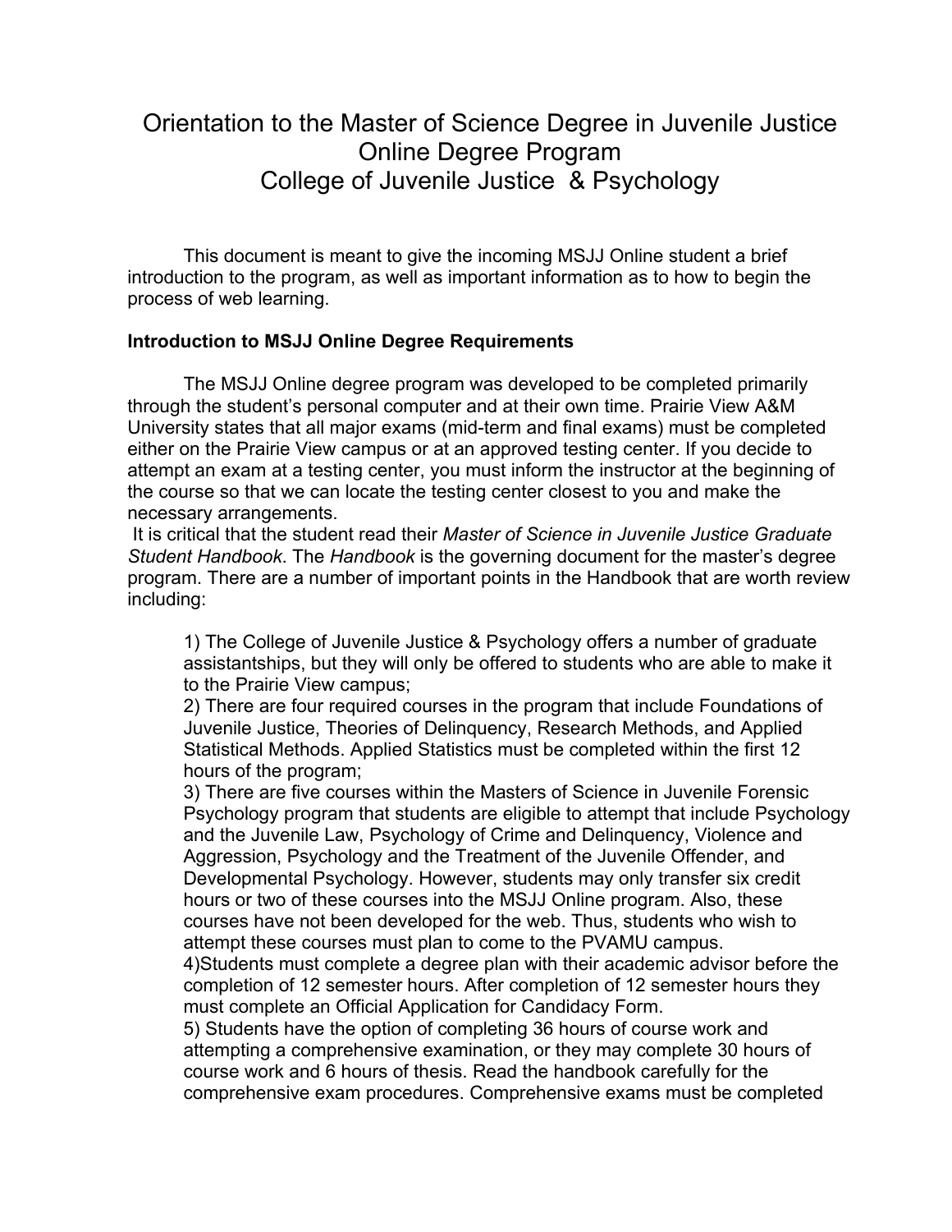# Orientation to the Master of Science Degree in Juvenile Justice Online Degree Program College of Juvenile Justice & Psychology

This document is meant to give the incoming MSJJ Online student a brief introduction to the program, as well as important information as to how to begin the process of web learning.

**Introduction to MSJJ Online Degree Requirements**

The MSJJ Online degree program was developed to be completed primarily through the student's personal computer and at their own time. Prairie View A&M University states that all major exams (mid-term and final exams) must be completed either on the Prairie View campus or at an approved testing center. If you decide to attempt an exam at a testing center, you must inform the instructor at the beginning of the course so that we can locate the testing center closest to you and make the necessary arrangements.

It is critical that the student read their *Master of Science in Juvenile Justice Graduate Student Handbook*. The *Handbook* is the governing document for the master's degree program. There are a number of important points in the Handbook that are worth review including:

1) The College of Juvenile Justice & Psychology offers a number of graduate assistantships, but they will only be offered to students who are able to make it to the Prairie View campus;
2) There are four required courses in the program that include Foundations of Juvenile Justice, Theories of Delinquency, Research Methods, and Applied Statistical Methods. Applied Statistics must be completed within the first 12 hours of the program;
3) There are five courses within the Masters of Science in Juvenile Forensic Psychology program that students are eligible to attempt that include Psychology and the Juvenile Law, Psychology of Crime and Delinquency, Violence and Aggression, Psychology and the Treatment of the Juvenile Offender, and Developmental Psychology. However, students may only transfer six credit hours or two of these courses into the MSJJ Online program. Also, these courses have not been developed for the web. Thus, students who wish to attempt these courses must plan to come to the PVAMU campus.
4)Students must complete a degree plan with their academic advisor before the completion of 12 semester hours. After completion of 12 semester hours they must complete an Official Application for Candidacy Form.
5) Students have the option of completing 36 hours of course work and attempting a comprehensive examination, or they may complete 30 hours of course work and 6 hours of thesis. Read the handbook carefully for the comprehensive exam procedures. Comprehensive exams must be completed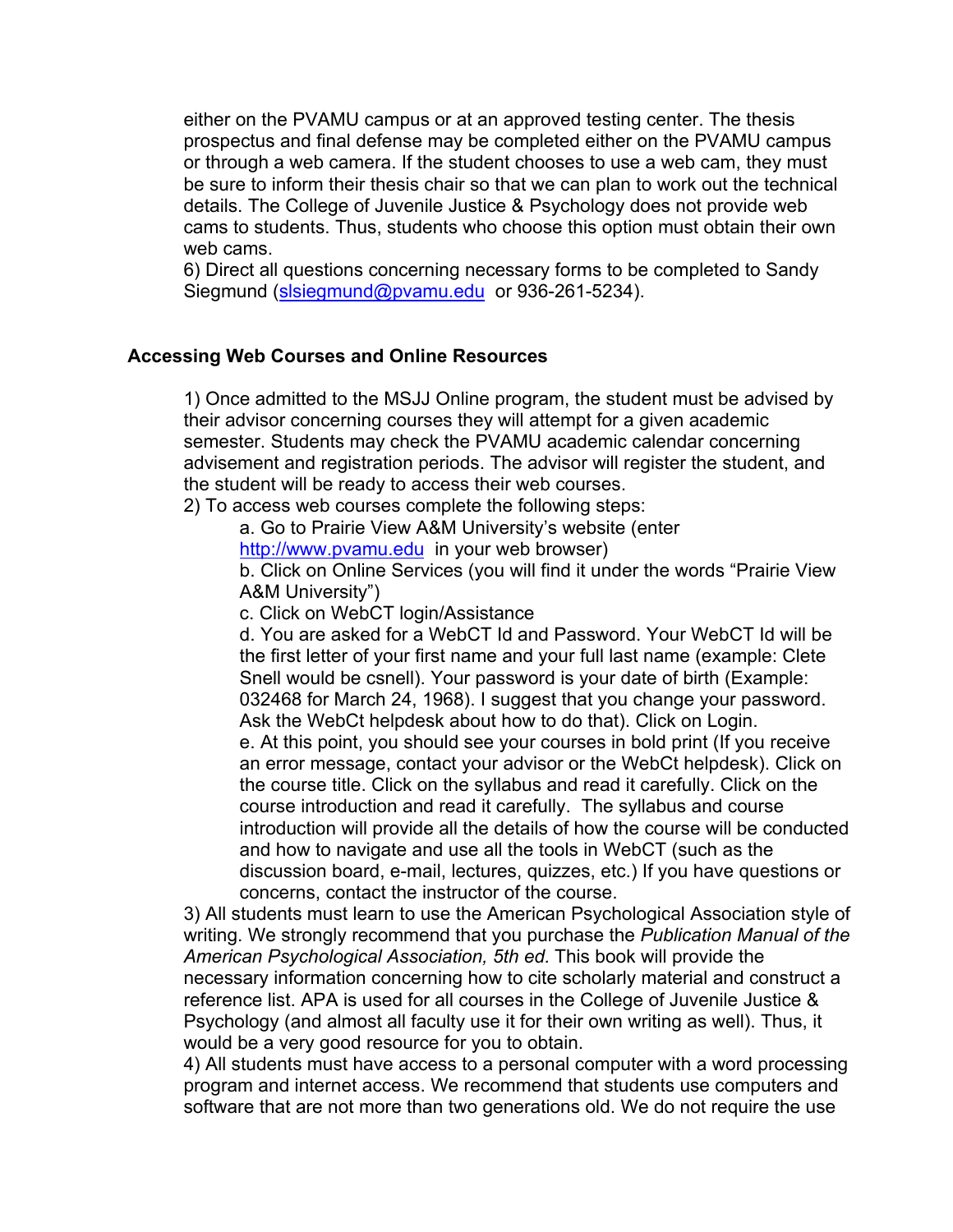either on the PVAMU campus or at an approved testing center. The thesis prospectus and final defense may be completed either on the PVAMU campus or through a web camera. If the student chooses to use a web cam, they must be sure to inform their thesis chair so that we can plan to work out the technical details. The College of Juvenile Justice & Psychology does not provide web cams to students. Thus, students who choose this option must obtain their own web cams.

6) Direct all questions concerning necessary forms to be completed to Sandy Siegmund (slsiegmund@pvamu.edu or 936-261-5234).

## Accessing Web Courses and Online Resources

1) Once admitted to the MSJJ Online program, the student must be advised by their advisor concerning courses they will attempt for a given academic semester. Students may check the PVAMU academic calendar concerning advisement and registration periods. The advisor will register the student, and the student will be ready to access their web courses.

2) To access web courses complete the following steps:

   a. Go to Prairie View A&M University's website (enter http://www.pvamu.edu in your web browser)

   b. Click on Online Services (you will find it under the words "Prairie View A&M University")

   c. Click on WebCT login/Assistance

   d. You are asked for a WebCT Id and Password. Your WebCT Id will be the first letter of your first name and your full last name (example: Clete Snell would be csnell). Your password is your date of birth (Example: 032468 for March 24, 1968). I suggest that you change your password. Ask the WebCt helpdesk about how to do that). Click on Login.

   e. At this point, you should see your courses in bold print (If you receive an error message, contact your advisor or the WebCt helpdesk). Click on the course title. Click on the syllabus and read it carefully. Click on the course introduction and read it carefully. The syllabus and course introduction will provide all the details of how the course will be conducted and how to navigate and use all the tools in WebCT (such as the discussion board, e-mail, lectures, quizzes, etc.) If you have questions or concerns, contact the instructor of the course.

3) All students must learn to use the American Psychological Association style of writing. We strongly recommend that you purchase the *Publication Manual of the American Psychological Association, 5th ed.* This book will provide the necessary information concerning how to cite scholarly material and construct a reference list. APA is used for all courses in the College of Juvenile Justice & Psychology (and almost all faculty use it for their own writing as well). Thus, it would be a very good resource for you to obtain.

4) All students must have access to a personal computer with a word processing program and internet access. We recommend that students use computers and software that are not more than two generations old. We do not require the use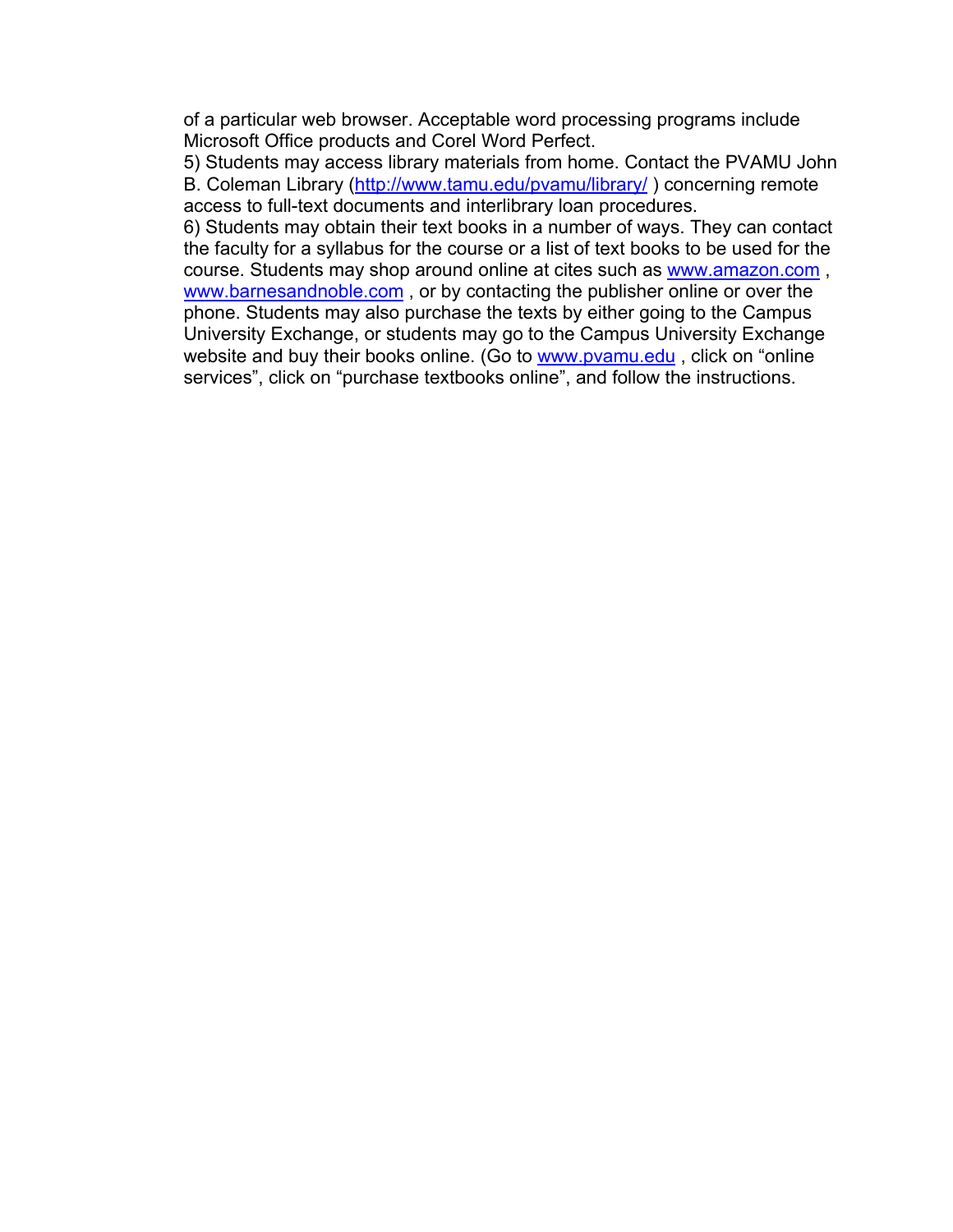of a particular web browser. Acceptable word processing programs include Microsoft Office products and Corel Word Perfect.

5) Students may access library materials from home. Contact the PVAMU John B. Coleman Library (http://www.tamu.edu/pvamu/library/ ) concerning remote access to full-text documents and interlibrary loan procedures.

6) Students may obtain their text books in a number of ways. They can contact the faculty for a syllabus for the course or a list of text books to be used for the course. Students may shop around online at cites such as www.amazon.com , www.barnesandnoble.com , or by contacting the publisher online or over the phone. Students may also purchase the texts by either going to the Campus University Exchange, or students may go to the Campus University Exchange website and buy their books online. (Go to www.pvamu.edu , click on “online services”, click on “purchase textbooks online”, and follow the instructions.